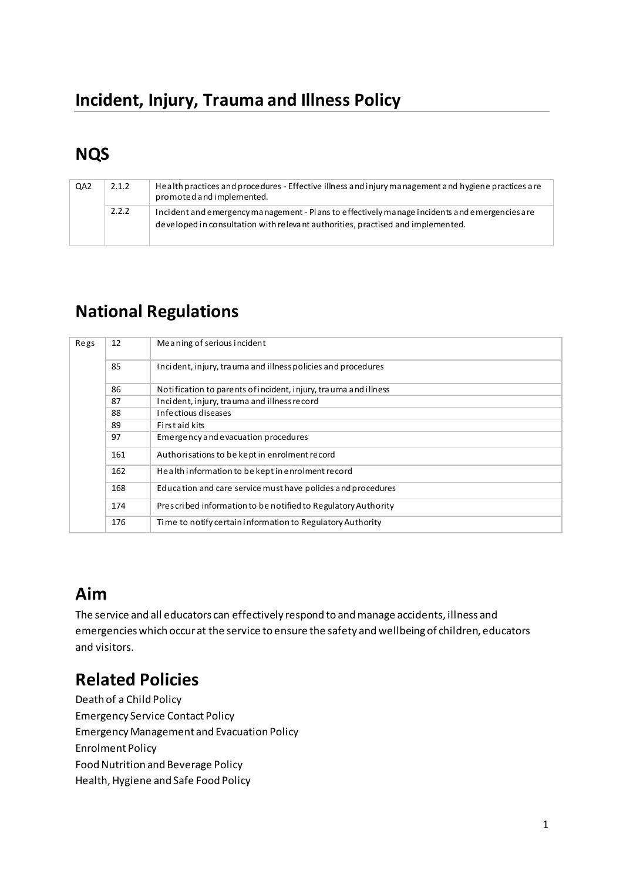# Incident, Injury, Trauma and Illness Policy

## NQS

| | | |
|---|---|---|
| QA2 | 2.1.2 | Health practices and procedures - Effective illness and injury management and hygiene practices are promoted and implemented. |
| | 2.2.2 | Incident and emergency management - Plans to effectively manage incidents and emergencies are developed in consultation with relevant authorities, practised and implemented. |

## National Regulations

| | | |
|---|---|---|
| Regs | 12 | Meaning of serious incident |
| | 85 | Incident, injury, trauma and illness policies and procedures |
| | 86 | Notification to parents of incident, injury, trauma and illness |
| | 87 | Incident, injury, trauma and illness record |
| | 88 | Infectious diseases |
| | 89 | First aid kits |
| | 97 | Emergency and evacuation procedures |
| | 161 | Authorisations to be kept in enrolment record |
| | 162 | Health information to be kept in enrolment record |
| | 168 | Education and care service must have policies and procedures |
| | 174 | Prescribed information to be notified to Regulatory Authority |
| | 176 | Time to notify certain information to Regulatory Authority |

## Aim

The service and all educators can effectively respond to and manage accidents, illness and emergencies which occur at the service to ensure the safety and wellbeing of children, educators and visitors.

## Related Policies

Death of a Child Policy
Emergency Service Contact Policy
Emergency Management and Evacuation Policy
Enrolment Policy
Food Nutrition and Beverage Policy
Health, Hygiene and Safe Food Policy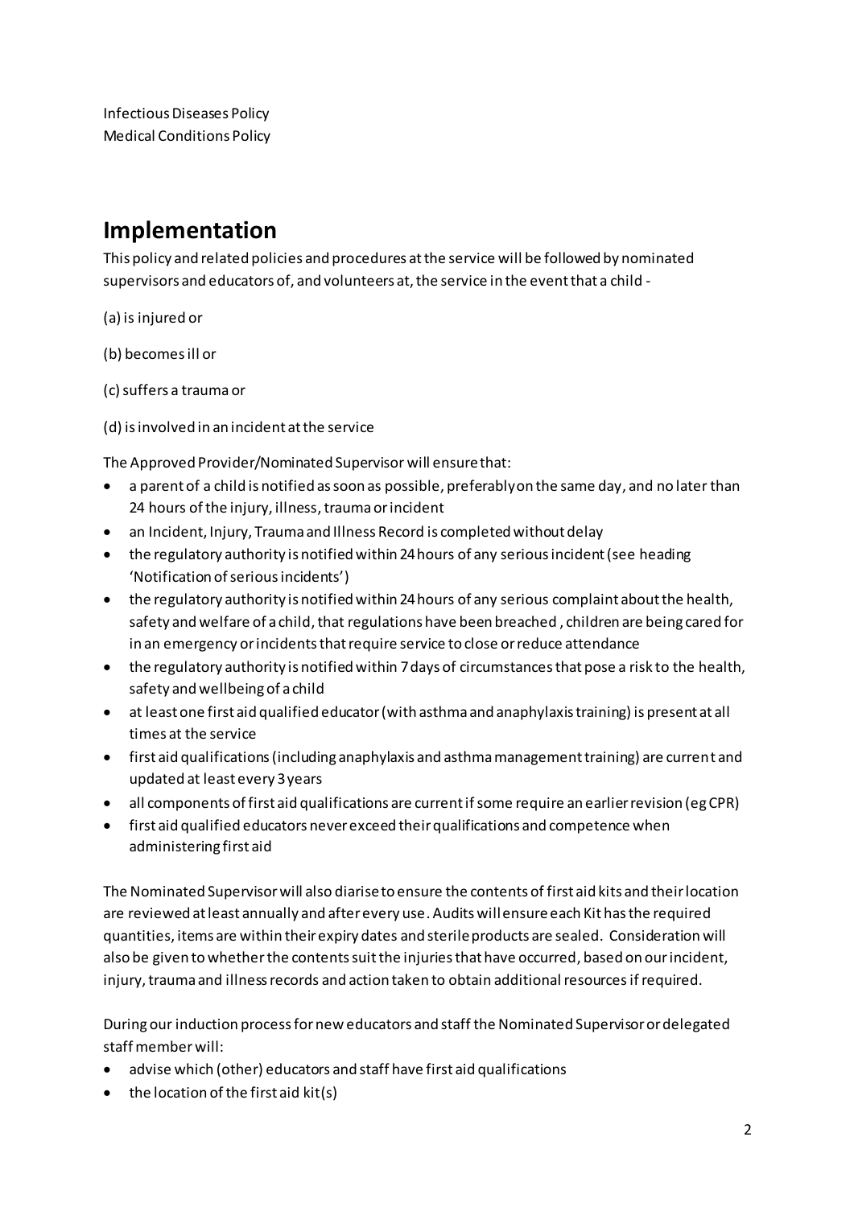Infectious Diseases Policy
Medical Conditions Policy

## Implementation

This policy and related policies and procedures at the service will be followed by nominated supervisors and educators of, and volunteers at, the service in the event that a child -

(a) is injured or

(b) becomes ill or

(c) suffers a trauma or

(d) is involved in an incident at the service

The Approved Provider/Nominated Supervisor will ensure that:

- a parent of a child is notified as soon as possible, preferably on the same day, and no later than 24 hours of the injury, illness, trauma or incident
- an Incident, Injury, Trauma and Illness Record is completed without delay
- the regulatory authority is notified within 24 hours of any serious incident (see heading 'Notification of serious incidents')
- the regulatory authority is notified within 24 hours of any serious complaint about the health, safety and welfare of a child, that regulations have been breached , children are being cared for in an emergency or incidents that require service to close or reduce attendance
- the regulatory authority is notified within 7 days of circumstances that pose a risk to the health, safety and wellbeing of a child
- at least one first aid qualified educator (with asthma and anaphylaxis training) is present at all times at the service
- first aid qualifications (including anaphylaxis and asthma management training) are current and updated at least every 3 years
- all components of first aid qualifications are current if some require an earlier revision (eg CPR)
- first aid qualified educators never exceed their qualifications and competence when administering first aid

The Nominated Supervisor will also diarise to ensure the contents of first aid kits and their location are reviewed at least annually and after every use. Audits will ensure each Kit has the required quantities, items are within their expiry dates and sterile products are sealed. Consideration will also be given to whether the contents suit the injuries that have occurred, based on our incident, injury, trauma and illness records and action taken to obtain additional resources if required.

During our induction process for new educators and staff the Nominated Supervisor or delegated staff member will:

- advise which (other) educators and staff have first aid qualifications
- the location of the first aid kit(s)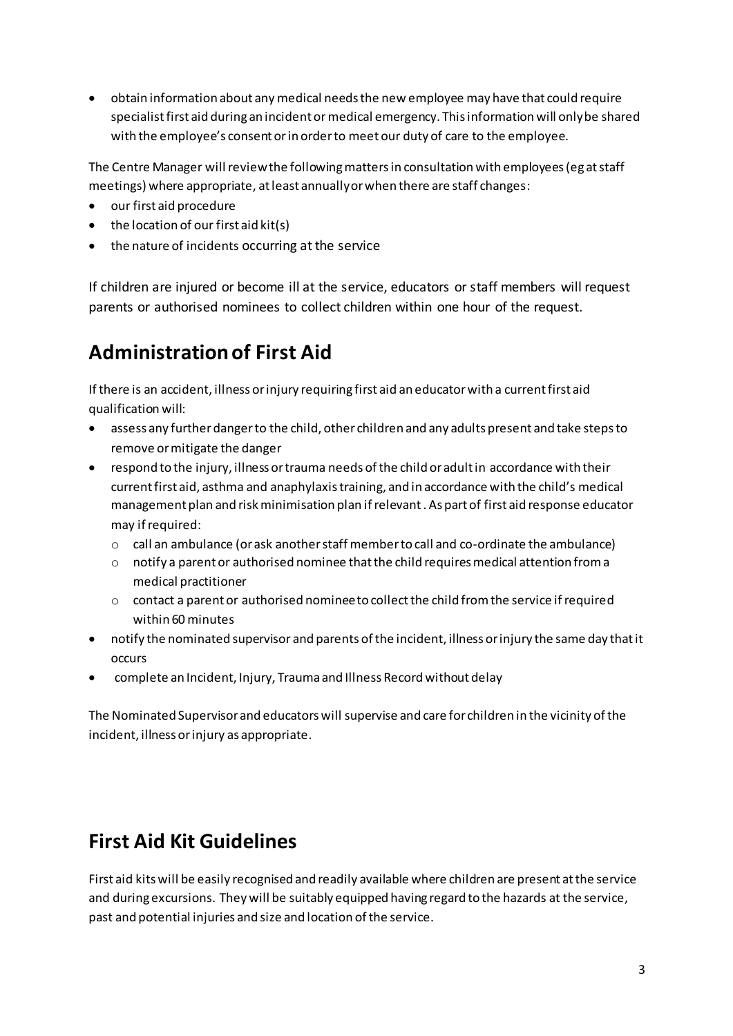- obtain information about any medical needs the new employee may have that could require specialist first aid during an incident or medical emergency. This information will only be shared with the employee's consent or in order to meet our duty of care to the employee.

The Centre Manager will review the following matters in consultation with employees (eg at staff meetings) where appropriate, at least annually or when there are staff changes:

- our first aid procedure
- the location of our first aid kit(s)
- the nature of incidents occurring at the service

If children are injured or become ill at the service, educators or staff members will request parents or authorised nominees to collect children within one hour of the request.

## Administration of First Aid

If there is an accident, illness or injury requiring first aid an educator with a current first aid qualification will:

- assess any further danger to the child, other children and any adults present and take steps to remove or mitigate the danger
- respond to the injury, illness or trauma needs of the child or adult in accordance with their current first aid, asthma and anaphylaxis training, and in accordance with the child's medical management plan and risk minimisation plan if relevant . As part of first aid response educator may if required:
  - call an ambulance (or ask another staff member to call and co-ordinate the ambulance)
  - notify a parent or authorised nominee that the child requires medical attention from a medical practitioner
  - contact a parent or authorised nominee to collect the child from the service if required within 60 minutes
- notify the nominated supervisor and parents of the incident, illness or injury the same day that it occurs
- complete an Incident, Injury, Trauma and Illness Record without delay

The Nominated Supervisor and educators will supervise and care for children in the vicinity of the incident, illness or injury as appropriate.

## First Aid Kit Guidelines

First aid kits will be easily recognised and readily available where children are present at the service and during excursions. They will be suitably equipped having regard to the hazards at the service, past and potential injuries and size and location of the service.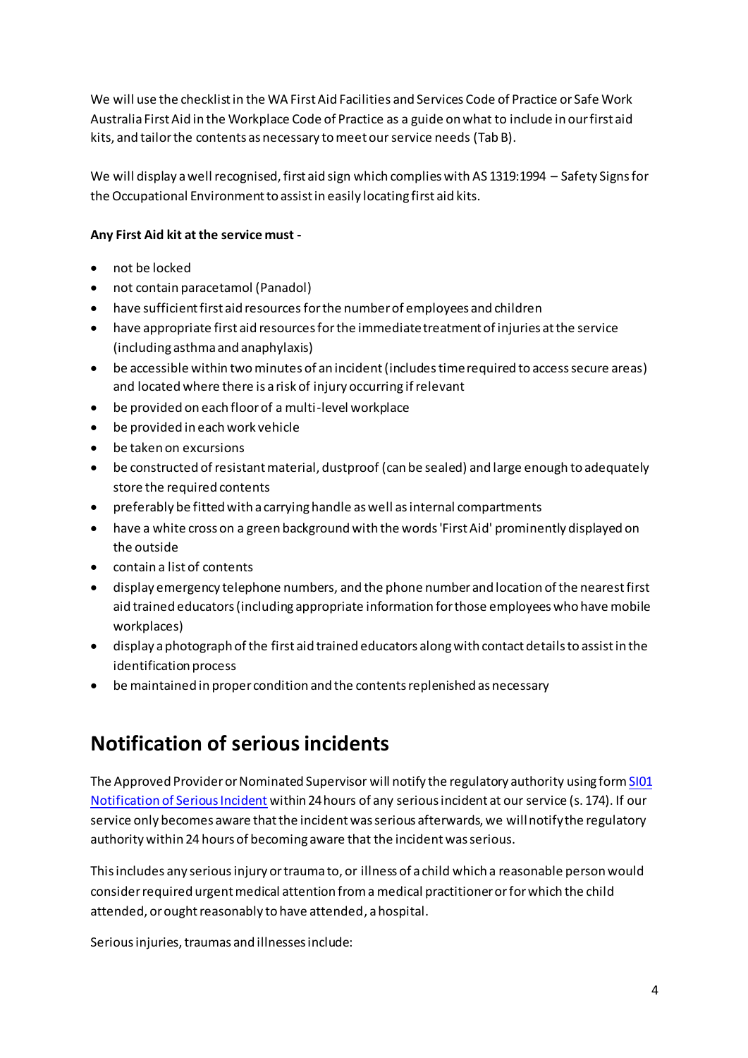We will use the checklist in the WA First Aid Facilities and Services Code of Practice or Safe Work Australia First Aid in the Workplace Code of Practice as a guide on what to include in our first aid kits, and tailor the contents as necessary to meet our service needs (Tab B).

We will display a well recognised, first aid sign which complies with AS 1319:1994 – Safety Signs for the Occupational Environment to assist in easily locating first aid kits.

**Any First Aid kit at the service must -**

- not be locked
- not contain paracetamol (Panadol)
- have sufficient first aid resources for the number of employees and children
- have appropriate first aid resources for the immediate treatment of injuries at the service (including asthma and anaphylaxis)
- be accessible within two minutes of an incident (includes time required to access secure areas) and located where there is a risk of injury occurring if relevant
- be provided on each floor of a multi-level workplace
- be provided in each work vehicle
- be taken on excursions
- be constructed of resistant material, dustproof (can be sealed) and large enough to adequately store the required contents
- preferably be fitted with a carrying handle as well as internal compartments
- have a white cross on a green background with the words 'First Aid' prominently displayed on the outside
- contain a list of contents
- display emergency telephone numbers, and the phone number and location of the nearest first aid trained educators (including appropriate information for those employees who have mobile workplaces)
- display a photograph of the first aid trained educators along with contact details to assist in the identification process
- be maintained in proper condition and the contents replenished as necessary

## Notification of serious incidents

The Approved Provider or Nominated Supervisor will notify the regulatory authority using form SI01 Notification of Serious Incident within 24 hours of any serious incident at our service (s. 174). If our service only becomes aware that the incident was serious afterwards, we will notify the regulatory authority within 24 hours of becoming aware that the incident was serious.

This includes any serious injury or trauma to, or illness of a child which a reasonable person would consider required urgent medical attention from a medical practitioner or for which the child attended, or ought reasonably to have attended, a hospital.

Serious injuries, traumas and illnesses include: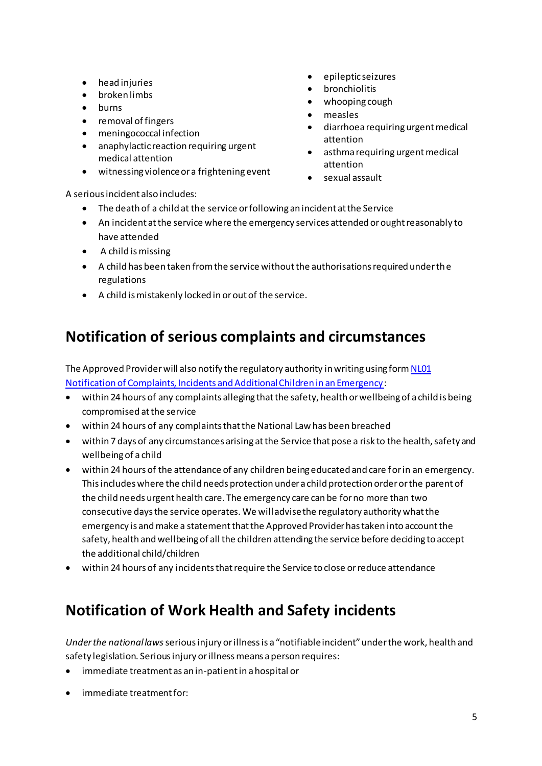- head injuries
- broken limbs
- burns
- removal of fingers
- meningococcal infection
- anaphylactic reaction requiring urgent medical attention
- witnessing violence or a frightening event
- epileptic seizures
- bronchiolitis
- whooping cough
- measles
- diarrhoea requiring urgent medical attention
- asthma requiring urgent medical attention
- sexual assault

A serious incident also includes:

- The death of a child at the service or following an incident at the Service
- An incident at the service where the emergency services attended or ought reasonably to have attended
- A child is missing
- A child has been taken from the service without the authorisations required under the regulations
- A child is mistakenly locked in or out of the service.

## Notification of serious complaints and circumstances

The Approved Provider will also notify the regulatory authority in writing using form [NL01 Notification of Complaints, Incidents and Additional Children in an Emergency](NL01):

- within 24 hours of any complaints alleging that the safety, health or wellbeing of a child is being compromised at the service
- within 24 hours of any complaints that the National Law has been breached
- within 7 days of any circumstances arising at the Service that pose a risk to the health, safety and wellbeing of a child
- within 24 hours of the attendance of any children being educated and care for in an emergency. This includes where the child needs protection under a child protection order or the parent of the child needs urgent health care. The emergency care can be for no more than two consecutive days the service operates. We will advise the regulatory authority what the emergency is and make a statement that the Approved Provider has taken into account the safety, health and wellbeing of all the children attending the service before deciding to accept the additional child/children
- within 24 hours of any incidents that require the Service to close or reduce attendance

## Notification of Work Health and Safety incidents

*Under the national laws* serious injury or illness is a "notifiable incident" under the work, health and safety legislation. Serious injury or illness means a person requires:

- immediate treatment as an in-patient in a hospital or
- immediate treatment for: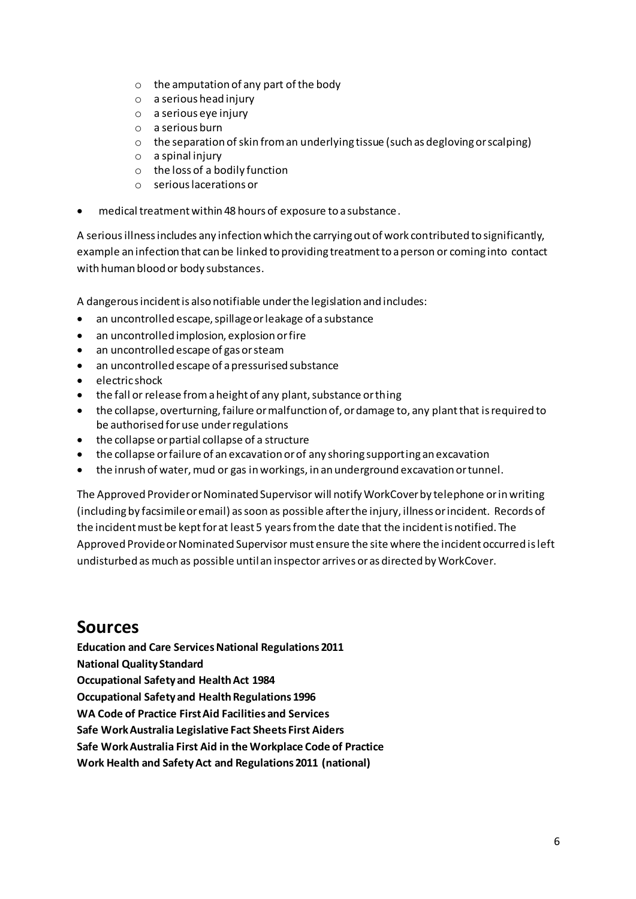- the amputation of any part of the body
  - a serious head injury
  - a serious eye injury
  - a serious burn
  - the separation of skin from an underlying tissue (such as degloving or scalping)
  - a spinal injury
  - the loss of a bodily function
  - serious lacerations or
- medical treatment within 48 hours of exposure to a substance.

A serious illness includes any infection which the carrying out of work contributed to significantly, example an infection that can be linked to providing treatment to a person or coming into contact with human blood or body substances.

A dangerous incident is also notifiable under the legislation and includes:

- an uncontrolled escape, spillage or leakage of a substance
- an uncontrolled implosion, explosion or fire
- an uncontrolled escape of gas or steam
- an uncontrolled escape of a pressurised substance
- electric shock
- the fall or release from a height of any plant, substance or thing
- the collapse, overturning, failure or malfunction of, or damage to, any plant that is required to be authorised for use under regulations
- the collapse or partial collapse of a structure
- the collapse or failure of an excavation or of any shoring supporting an excavation
- the inrush of water, mud or gas in workings, in an underground excavation or tunnel.

The Approved Provider or Nominated Supervisor will notify WorkCover by telephone or in writing (including by facsimile or email) as soon as possible after the injury, illness or incident. Records of the incident must be kept for at least 5 years from the date that the incident is notified. The Approved Provide or Nominated Supervisor must ensure the site where the incident occurred is left undisturbed as much as possible until an inspector arrives or as directed by WorkCover.

# Sources

**Education and Care Services National Regulations 2011**
**National Quality Standard**
**Occupational Safety and Health Act 1984**
**Occupational Safety and Health Regulations 1996**
**WA Code of Practice First Aid Facilities and Services**
**Safe Work Australia Legislative Fact Sheets First Aiders**
**Safe Work Australia First Aid in the Workplace Code of Practice**
**Work Health and Safety Act and Regulations 2011 (national)**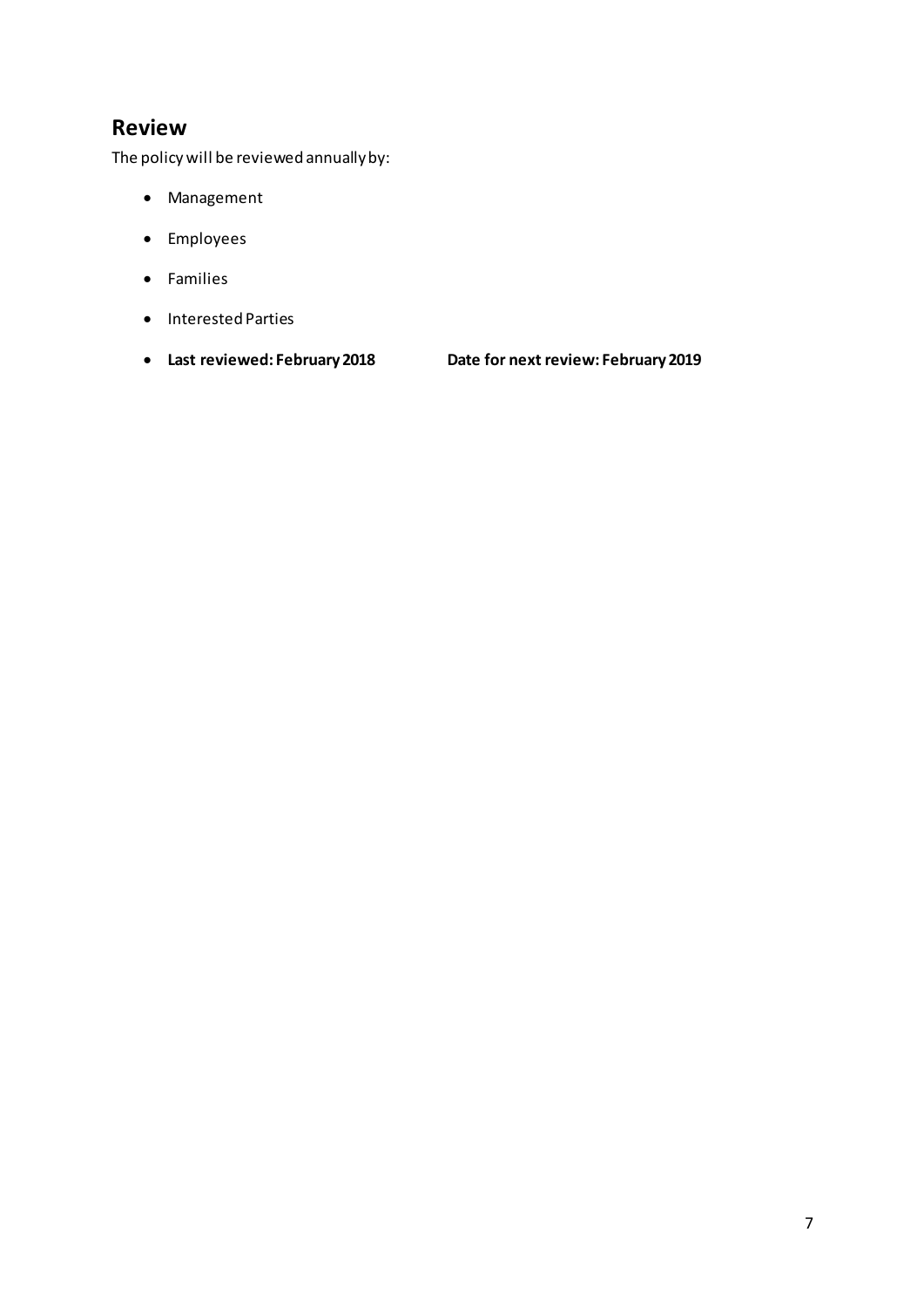## Review

The policy will be reviewed annually by:

- Management
- Employees
- Families
- Interested Parties
- **Last reviewed: February 2018** **Date for next review: February 2019**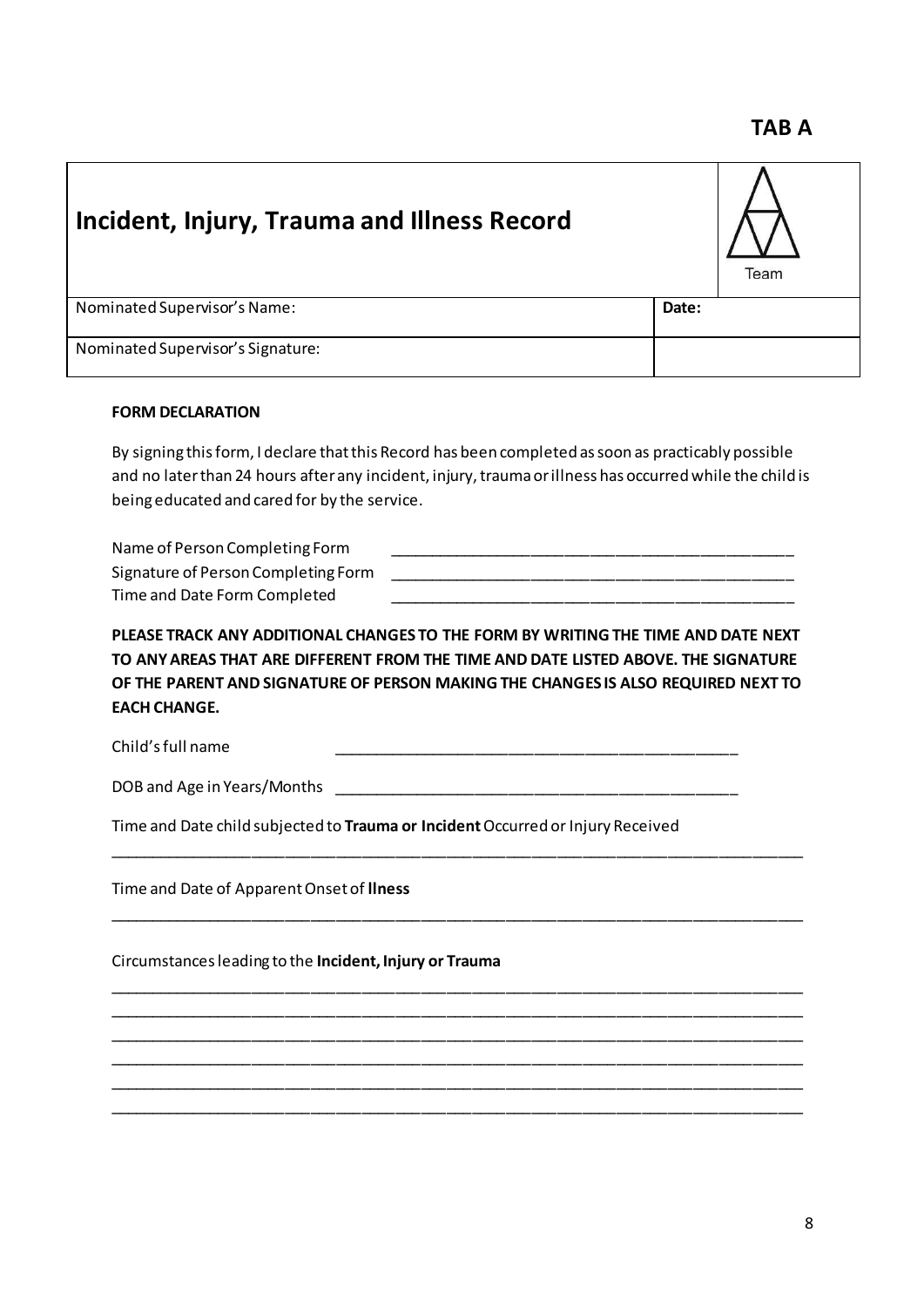**TAB A**

| Incident, Injury, Trauma and Illness Record | Team |
| --- | --- |
| Nominated Supervisor's Name: | **Date:** |
| Nominated Supervisor's Signature: | |

**FORM DECLARATION**

By signing this form, I declare that this Record has been completed as soon as practicably possible and no later than 24 hours after any incident, injury, trauma or illness has occurred while the child is being educated and cared for by the service.

Name of Person Completing Form ______________________________________________

Signature of Person Completing Form ______________________________________________

Time and Date Form Completed ______________________________________________

**PLEASE TRACK ANY ADDITIONAL CHANGES TO THE FORM BY WRITING THE TIME AND DATE NEXT TO ANY AREAS THAT ARE DIFFERENT FROM THE TIME AND DATE LISTED ABOVE. THE SIGNATURE OF THE PARENT AND SIGNATURE OF PERSON MAKING THE CHANGES IS ALSO REQUIRED NEXT TO EACH CHANGE.**

Child's full name ______________________________________________

DOB and Age in Years/Months ______________________________________________

Time and Date child subjected to **Trauma or Incident** Occurred or Injury Received

________________________________________________________________________________

Time and Date of Apparent Onset of **llness**

________________________________________________________________________________

Circumstances leading to the **Incident, Injury or Trauma**

________________________________________________________________________________

________________________________________________________________________________

________________________________________________________________________________

________________________________________________________________________________

________________________________________________________________________________

________________________________________________________________________________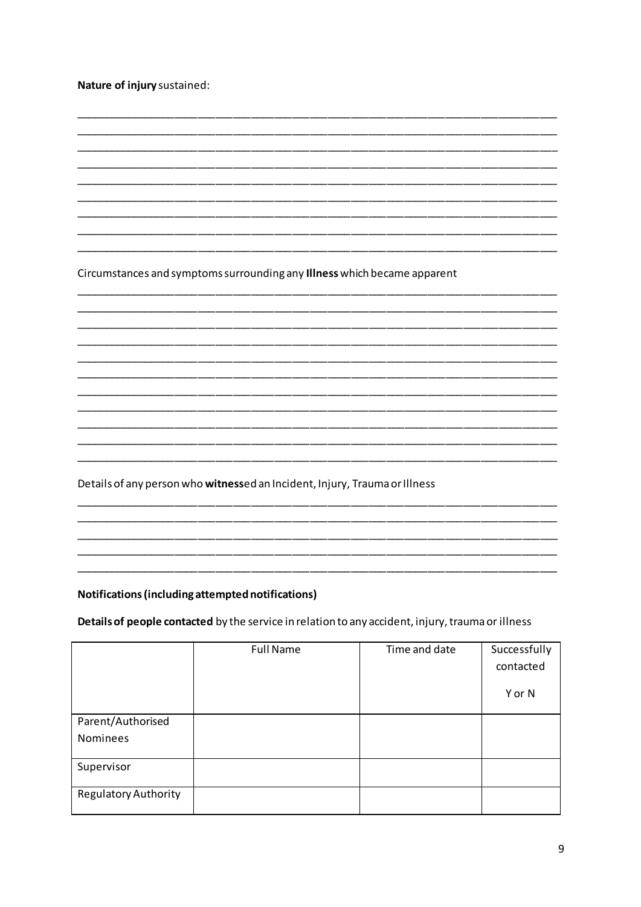**Nature of injury** sustained:

\_\_\_\_\_\_\_\_\_\_\_\_\_\_\_\_\_\_\_\_\_\_\_\_\_\_\_\_\_\_\_\_\_\_\_\_\_\_\_\_\_\_\_\_\_\_\_\_\_\_\_\_\_\_\_\_\_\_\_\_\_\_\_\_\_\_\_\_\_\_\_\_\_\_\_\_
\_\_\_\_\_\_\_\_\_\_\_\_\_\_\_\_\_\_\_\_\_\_\_\_\_\_\_\_\_\_\_\_\_\_\_\_\_\_\_\_\_\_\_\_\_\_\_\_\_\_\_\_\_\_\_\_\_\_\_\_\_\_\_\_\_\_\_\_\_\_\_\_\_\_\_\_
\_\_\_\_\_\_\_\_\_\_\_\_\_\_\_\_\_\_\_\_\_\_\_\_\_\_\_\_\_\_\_\_\_\_\_\_\_\_\_\_\_\_\_\_\_\_\_\_\_\_\_\_\_\_\_\_\_\_\_\_\_\_\_\_\_\_\_\_\_\_\_\_\_\_\_\_
\_\_\_\_\_\_\_\_\_\_\_\_\_\_\_\_\_\_\_\_\_\_\_\_\_\_\_\_\_\_\_\_\_\_\_\_\_\_\_\_\_\_\_\_\_\_\_\_\_\_\_\_\_\_\_\_\_\_\_\_\_\_\_\_\_\_\_\_\_\_\_\_\_\_\_\_
\_\_\_\_\_\_\_\_\_\_\_\_\_\_\_\_\_\_\_\_\_\_\_\_\_\_\_\_\_\_\_\_\_\_\_\_\_\_\_\_\_\_\_\_\_\_\_\_\_\_\_\_\_\_\_\_\_\_\_\_\_\_\_\_\_\_\_\_\_\_\_\_\_\_\_\_
\_\_\_\_\_\_\_\_\_\_\_\_\_\_\_\_\_\_\_\_\_\_\_\_\_\_\_\_\_\_\_\_\_\_\_\_\_\_\_\_\_\_\_\_\_\_\_\_\_\_\_\_\_\_\_\_\_\_\_\_\_\_\_\_\_\_\_\_\_\_\_\_\_\_\_\_
\_\_\_\_\_\_\_\_\_\_\_\_\_\_\_\_\_\_\_\_\_\_\_\_\_\_\_\_\_\_\_\_\_\_\_\_\_\_\_\_\_\_\_\_\_\_\_\_\_\_\_\_\_\_\_\_\_\_\_\_\_\_\_\_\_\_\_\_\_\_\_\_\_\_\_\_
\_\_\_\_\_\_\_\_\_\_\_\_\_\_\_\_\_\_\_\_\_\_\_\_\_\_\_\_\_\_\_\_\_\_\_\_\_\_\_\_\_\_\_\_\_\_\_\_\_\_\_\_\_\_\_\_\_\_\_\_\_\_\_\_\_\_\_\_\_\_\_\_\_\_\_\_
\_\_\_\_\_\_\_\_\_\_\_\_\_\_\_\_\_\_\_\_\_\_\_\_\_\_\_\_\_\_\_\_\_\_\_\_\_\_\_\_\_\_\_\_\_\_\_\_\_\_\_\_\_\_\_\_\_\_\_\_\_\_\_\_\_\_\_\_\_\_\_\_\_\_\_\_

Circumstances and symptoms surrounding any **Illness** which became apparent

\_\_\_\_\_\_\_\_\_\_\_\_\_\_\_\_\_\_\_\_\_\_\_\_\_\_\_\_\_\_\_\_\_\_\_\_\_\_\_\_\_\_\_\_\_\_\_\_\_\_\_\_\_\_\_\_\_\_\_\_\_\_\_\_\_\_\_\_\_\_\_\_\_\_\_\_
\_\_\_\_\_\_\_\_\_\_\_\_\_\_\_\_\_\_\_\_\_\_\_\_\_\_\_\_\_\_\_\_\_\_\_\_\_\_\_\_\_\_\_\_\_\_\_\_\_\_\_\_\_\_\_\_\_\_\_\_\_\_\_\_\_\_\_\_\_\_\_\_\_\_\_\_
\_\_\_\_\_\_\_\_\_\_\_\_\_\_\_\_\_\_\_\_\_\_\_\_\_\_\_\_\_\_\_\_\_\_\_\_\_\_\_\_\_\_\_\_\_\_\_\_\_\_\_\_\_\_\_\_\_\_\_\_\_\_\_\_\_\_\_\_\_\_\_\_\_\_\_\_
\_\_\_\_\_\_\_\_\_\_\_\_\_\_\_\_\_\_\_\_\_\_\_\_\_\_\_\_\_\_\_\_\_\_\_\_\_\_\_\_\_\_\_\_\_\_\_\_\_\_\_\_\_\_\_\_\_\_\_\_\_\_\_\_\_\_\_\_\_\_\_\_\_\_\_\_
\_\_\_\_\_\_\_\_\_\_\_\_\_\_\_\_\_\_\_\_\_\_\_\_\_\_\_\_\_\_\_\_\_\_\_\_\_\_\_\_\_\_\_\_\_\_\_\_\_\_\_\_\_\_\_\_\_\_\_\_\_\_\_\_\_\_\_\_\_\_\_\_\_\_\_\_
\_\_\_\_\_\_\_\_\_\_\_\_\_\_\_\_\_\_\_\_\_\_\_\_\_\_\_\_\_\_\_\_\_\_\_\_\_\_\_\_\_\_\_\_\_\_\_\_\_\_\_\_\_\_\_\_\_\_\_\_\_\_\_\_\_\_\_\_\_\_\_\_\_\_\_\_
\_\_\_\_\_\_\_\_\_\_\_\_\_\_\_\_\_\_\_\_\_\_\_\_\_\_\_\_\_\_\_\_\_\_\_\_\_\_\_\_\_\_\_\_\_\_\_\_\_\_\_\_\_\_\_\_\_\_\_\_\_\_\_\_\_\_\_\_\_\_\_\_\_\_\_\_
\_\_\_\_\_\_\_\_\_\_\_\_\_\_\_\_\_\_\_\_\_\_\_\_\_\_\_\_\_\_\_\_\_\_\_\_\_\_\_\_\_\_\_\_\_\_\_\_\_\_\_\_\_\_\_\_\_\_\_\_\_\_\_\_\_\_\_\_\_\_\_\_\_\_\_\_
\_\_\_\_\_\_\_\_\_\_\_\_\_\_\_\_\_\_\_\_\_\_\_\_\_\_\_\_\_\_\_\_\_\_\_\_\_\_\_\_\_\_\_\_\_\_\_\_\_\_\_\_\_\_\_\_\_\_\_\_\_\_\_\_\_\_\_\_\_\_\_\_\_\_\_\_
\_\_\_\_\_\_\_\_\_\_\_\_\_\_\_\_\_\_\_\_\_\_\_\_\_\_\_\_\_\_\_\_\_\_\_\_\_\_\_\_\_\_\_\_\_\_\_\_\_\_\_\_\_\_\_\_\_\_\_\_\_\_\_\_\_\_\_\_\_\_\_\_\_\_\_\_
\_\_\_\_\_\_\_\_\_\_\_\_\_\_\_\_\_\_\_\_\_\_\_\_\_\_\_\_\_\_\_\_\_\_\_\_\_\_\_\_\_\_\_\_\_\_\_\_\_\_\_\_\_\_\_\_\_\_\_\_\_\_\_\_\_\_\_\_\_\_\_\_\_\_\_\_

Details of any person who **witness**ed an Incident, Injury, Trauma or Illness

\_\_\_\_\_\_\_\_\_\_\_\_\_\_\_\_\_\_\_\_\_\_\_\_\_\_\_\_\_\_\_\_\_\_\_\_\_\_\_\_\_\_\_\_\_\_\_\_\_\_\_\_\_\_\_\_\_\_\_\_\_\_\_\_\_\_\_\_\_\_\_\_\_\_\_\_
\_\_\_\_\_\_\_\_\_\_\_\_\_\_\_\_\_\_\_\_\_\_\_\_\_\_\_\_\_\_\_\_\_\_\_\_\_\_\_\_\_\_\_\_\_\_\_\_\_\_\_\_\_\_\_\_\_\_\_\_\_\_\_\_\_\_\_\_\_\_\_\_\_\_\_\_
\_\_\_\_\_\_\_\_\_\_\_\_\_\_\_\_\_\_\_\_\_\_\_\_\_\_\_\_\_\_\_\_\_\_\_\_\_\_\_\_\_\_\_\_\_\_\_\_\_\_\_\_\_\_\_\_\_\_\_\_\_\_\_\_\_\_\_\_\_\_\_\_\_\_\_\_
\_\_\_\_\_\_\_\_\_\_\_\_\_\_\_\_\_\_\_\_\_\_\_\_\_\_\_\_\_\_\_\_\_\_\_\_\_\_\_\_\_\_\_\_\_\_\_\_\_\_\_\_\_\_\_\_\_\_\_\_\_\_\_\_\_\_\_\_\_\_\_\_\_\_\_\_
\_\_\_\_\_\_\_\_\_\_\_\_\_\_\_\_\_\_\_\_\_\_\_\_\_\_\_\_\_\_\_\_\_\_\_\_\_\_\_\_\_\_\_\_\_\_\_\_\_\_\_\_\_\_\_\_\_\_\_\_\_\_\_\_\_\_\_\_\_\_\_\_\_\_\_\_

**Notifications (including attempted notifications)**

**Details of people contacted** by the service in relation to any accident, injury, trauma or illness

| | Full Name | Time and date | Successfully contacted Y or N |
|---|---|---|---|
| Parent/Authorised Nominees | | | |
| Supervisor | | | |
| Regulatory Authority | | | |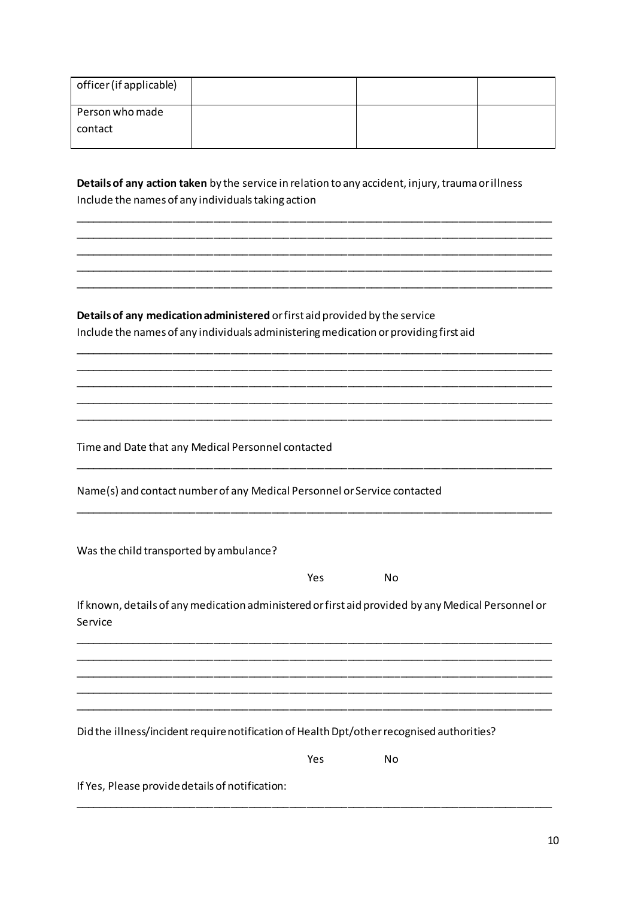| officer (if applicable) | | | |
|---|---|---|---|
| Person who made contact | | | |

**Details of any action taken** by the service in relation to any accident, injury, trauma or illness
Include the names of any individuals taking action

_______________________________________________________________________________
_______________________________________________________________________________
_______________________________________________________________________________
_______________________________________________________________________________
_______________________________________________________________________________

**Details of any medication administered** or first aid provided by the service
Include the names of any individuals administering medication or providing first aid

_______________________________________________________________________________
_______________________________________________________________________________
_______________________________________________________________________________
_______________________________________________________________________________
_______________________________________________________________________________

Time and Date that any Medical Personnel contacted

_______________________________________________________________________________

Name(s) and contact number of any Medical Personnel or Service contacted

_______________________________________________________________________________

Was the child transported by ambulance?

Yes No

If known, details of any medication administered or first aid provided by any Medical Personnel or Service

_______________________________________________________________________________
_______________________________________________________________________________
_______________________________________________________________________________
_______________________________________________________________________________
_______________________________________________________________________________

Did the illness/incident require notification of Health Dpt/other recognised authorities?

Yes No

If Yes, Please provide details of notification:

_______________________________________________________________________________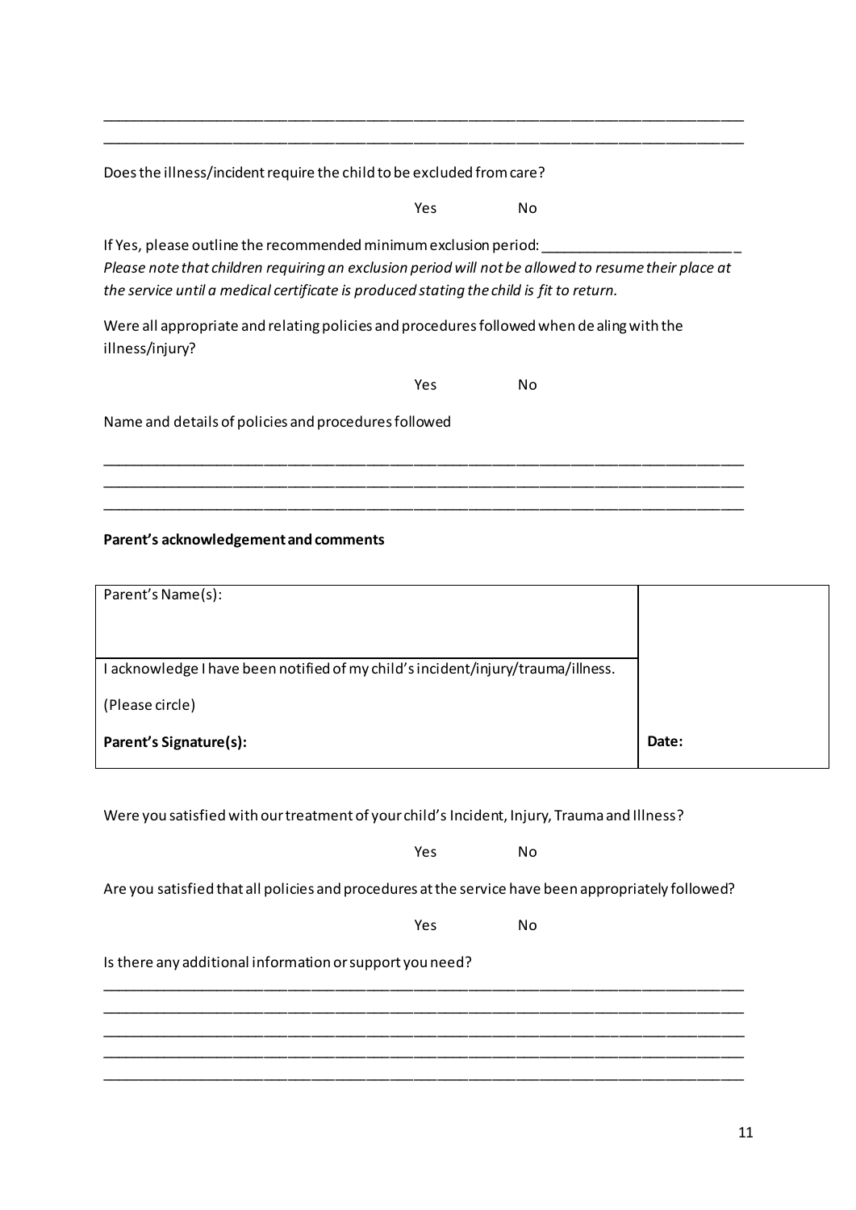_______________________________________________________________________________
_______________________________________________________________________________

Does the illness/incident require the child to be excluded from care?

Yes No

If Yes, please outline the recommended minimum exclusion period: ________________________

*Please note that children requiring an exclusion period will not be allowed to resume their place at the service until a medical certificate is produced stating the child is fit to return.*

Were all appropriate and relating policies and procedures followed when dealing with the illness/injury?

Yes No

Name and details of policies and procedures followed

_______________________________________________________________________________
_______________________________________________________________________________
_______________________________________________________________________________

**Parent's acknowledgement and comments**

| Parent's Name(s): | |
|---|---|
| I acknowledge I have been notified of my child's incident/injury/trauma/illness.<br><br>(Please circle)<br><br>**Parent's Signature(s):** | **Date:** |

Were you satisfied with our treatment of your child's Incident, Injury, Trauma and Illness?

Yes No

Are you satisfied that all policies and procedures at the service have been appropriately followed?

Yes No

Is there any additional information or support you need?

_______________________________________________________________________________
_______________________________________________________________________________
_______________________________________________________________________________
_______________________________________________________________________________
_______________________________________________________________________________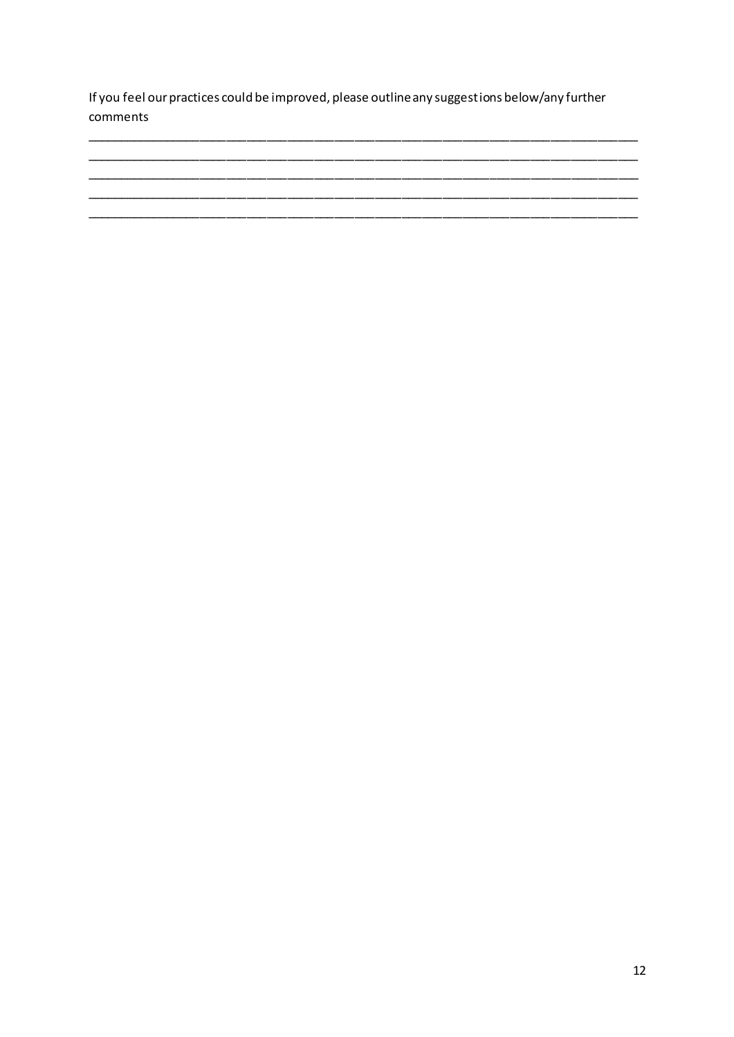If you feel our practices could be improved, please outline any suggestions below/any further comments

___________________________________________________________________________
___________________________________________________________________________
___________________________________________________________________________
___________________________________________________________________________
___________________________________________________________________________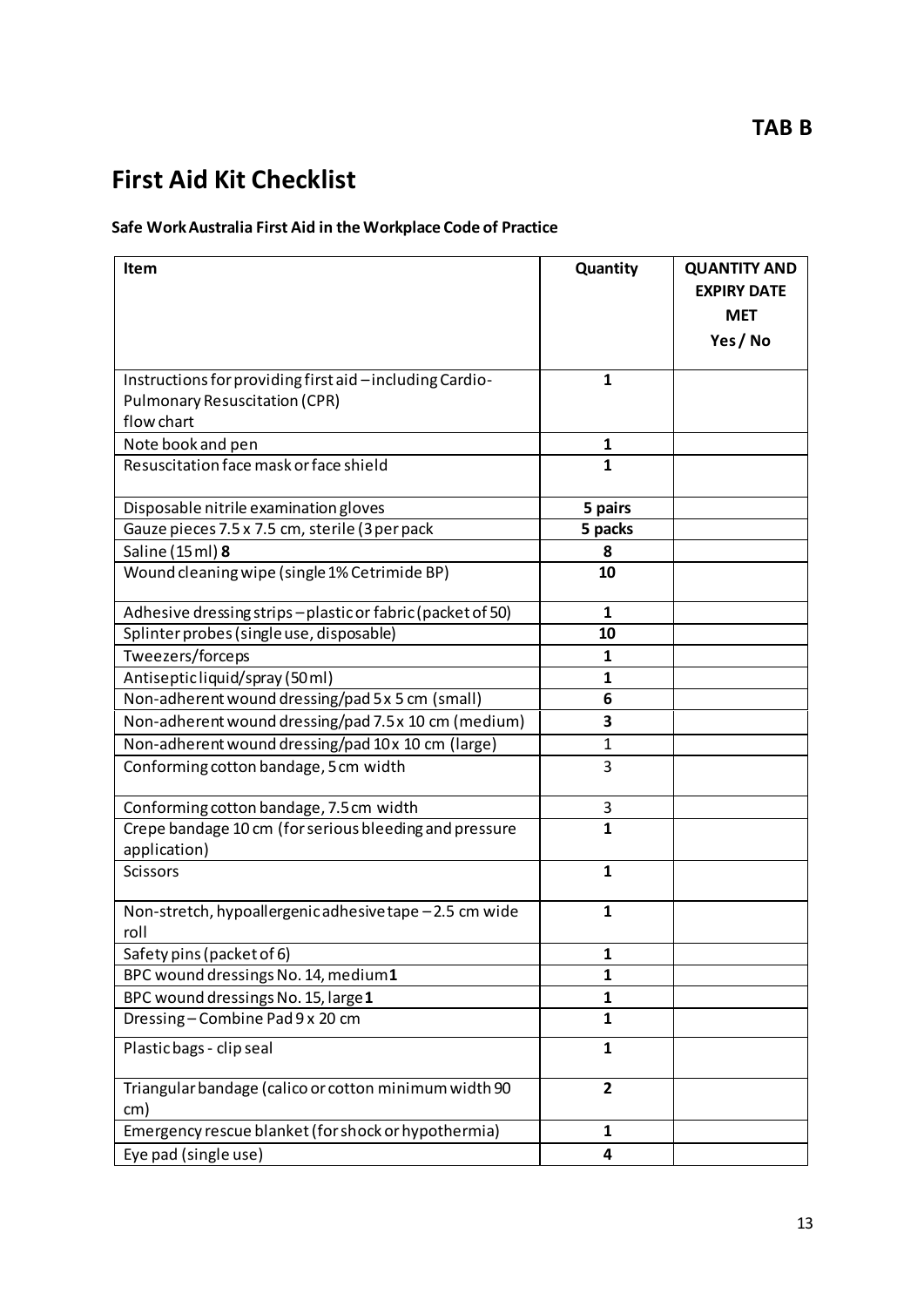**TAB B**

# First Aid Kit Checklist

**Safe Work Australia First Aid in the Workplace Code of Practice**

| Item | Quantity | QUANTITY AND EXPIRY DATE MET Yes / No |
|---|---|---|
| Instructions for providing first aid – including Cardio-Pulmonary Resuscitation (CPR) flow chart | **1** | |
| Note book and pen | **1** | |
| Resuscitation face mask or face shield | **1** | |
| Disposable nitrile examination gloves | **5 pairs** | |
| Gauze pieces 7.5 x 7.5 cm, sterile (3 per pack | **5 packs** | |
| Saline (15 ml) **8** | **8** | |
| Wound cleaning wipe (single 1% Cetrimide BP) | **10** | |
| Adhesive dressing strips – plastic or fabric (packet of 50) | **1** | |
| Splinter probes (single use, disposable) | **10** | |
| Tweezers/forceps | **1** | |
| Antiseptic liquid/spray (50 ml) | **1** | |
| Non-adherent wound dressing/pad 5 x 5 cm (small) | **6** | |
| Non-adherent wound dressing/pad 7.5 x 10 cm (medium) | **3** | |
| Non-adherent wound dressing/pad 10 x 10 cm (large) | 1 | |
| Conforming cotton bandage, 5 cm width | 3 | |
| Conforming cotton bandage, 7.5 cm width | 3 | |
| Crepe bandage 10 cm (for serious bleeding and pressure application) | **1** | |
| Scissors | **1** | |
| Non-stretch, hypoallergenic adhesive tape – 2.5 cm wide roll | **1** | |
| Safety pins (packet of 6) | **1** | |
| BPC wound dressings No. 14, medium **1** | **1** | |
| BPC wound dressings No. 15, large **1** | **1** | |
| Dressing – Combine Pad 9 x 20 cm | **1** | |
| Plastic bags - clip seal | **1** | |
| Triangular bandage (calico or cotton minimum width 90 cm) | **2** | |
| Emergency rescue blanket (for shock or hypothermia) | **1** | |
| Eye pad (single use) | **4** | |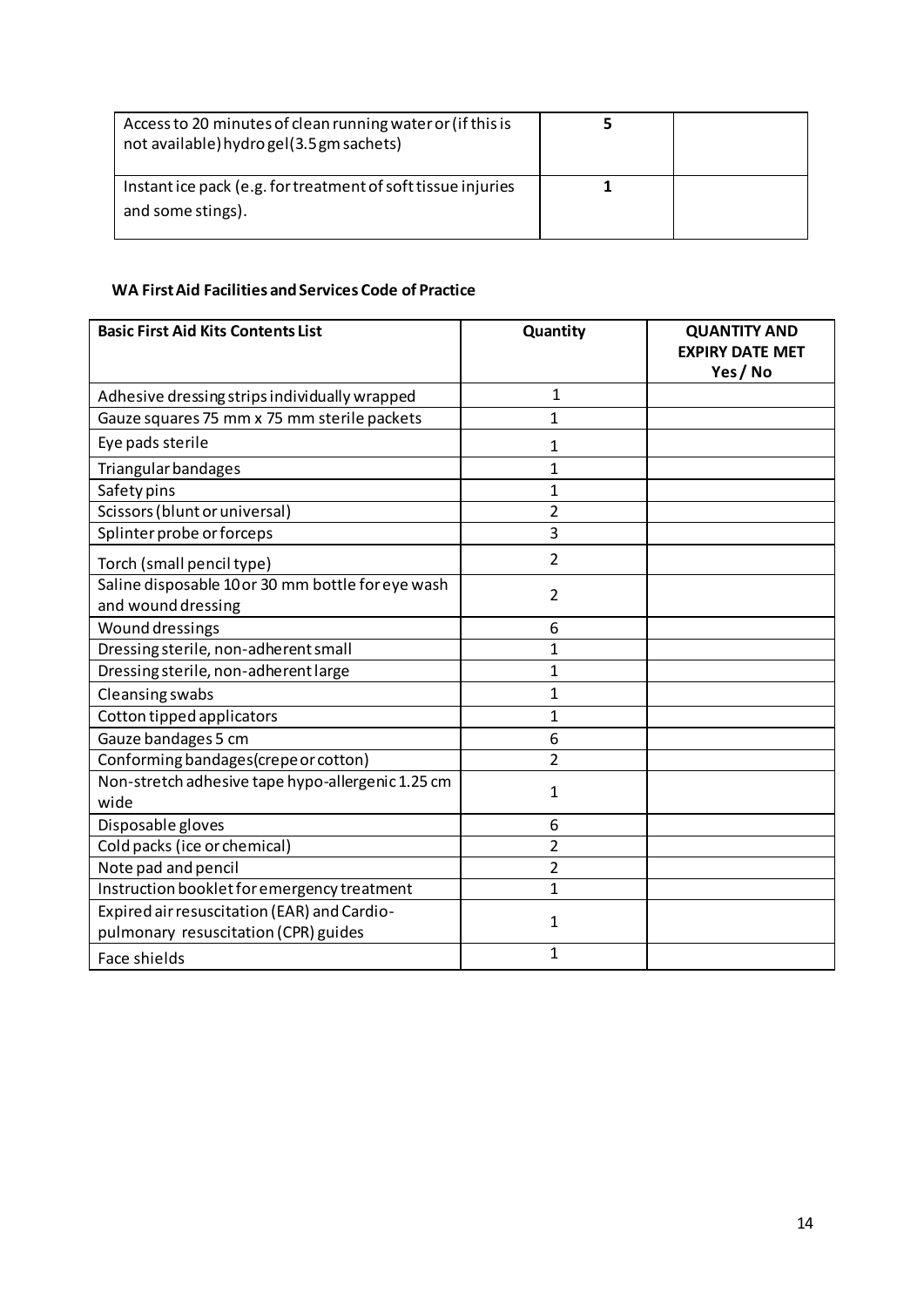| | | |
|---|---|---|
| Access to 20 minutes of clean running water or (if this is not available) hydro gel (3.5 gm sachets) | **5** | |
| Instant ice pack (e.g. for treatment of soft tissue injuries and some stings). | **1** | |

**WA First Aid Facilities and Services Code of Practice**

| **Basic First Aid Kits Contents List** | **Quantity** | **QUANTITY AND EXPIRY DATE MET Yes / No** |
|---|---|---|
| Adhesive dressing strips individually wrapped | 1 | |
| Gauze squares 75 mm x 75 mm sterile packets | 1 | |
| Eye pads sterile | 1 | |
| Triangular bandages | 1 | |
| Safety pins | 1 | |
| Scissors (blunt or universal) | 2 | |
| Splinter probe or forceps | 3 | |
| Torch (small pencil type) | 2 | |
| Saline disposable 10 or 30 mm bottle for eye wash and wound dressing | 2 | |
| Wound dressings | 6 | |
| Dressing sterile, non-adherent small | 1 | |
| Dressing sterile, non-adherent large | 1 | |
| Cleansing swabs | 1 | |
| Cotton tipped applicators | 1 | |
| Gauze bandages 5 cm | 6 | |
| Conforming bandages (crepe or cotton) | 2 | |
| Non-stretch adhesive tape hypo-allergenic 1.25 cm wide | 1 | |
| Disposable gloves | 6 | |
| Cold packs (ice or chemical) | 2 | |
| Note pad and pencil | 2 | |
| Instruction booklet for emergency treatment | 1 | |
| Expired air resuscitation (EAR) and Cardio-pulmonary resuscitation (CPR) guides | 1 | |
| Face shields | 1 | |